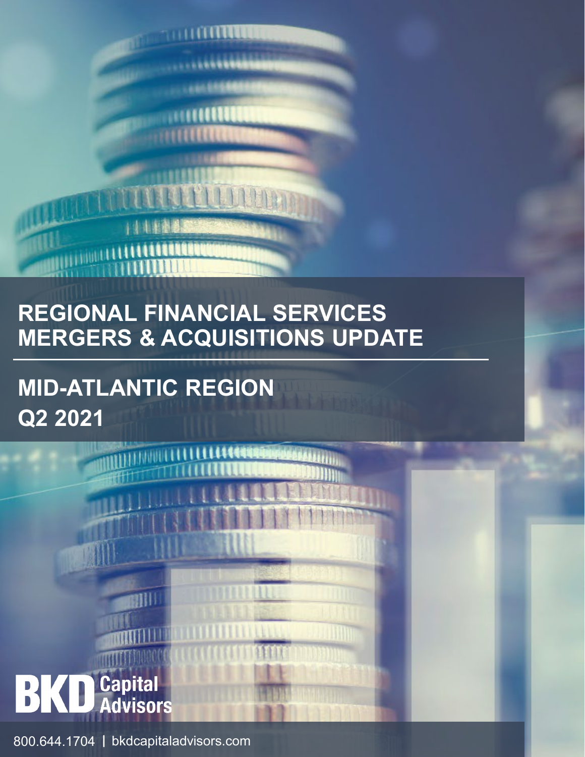# REGIONAL FINANCIAL SERVICES MERGERS & ACQUISITIONS UPDATE

## MID-ATLANTIC REGION

## Q2 2021

BKD Capital Advisors

800.644.1704 | bkdcapitaladvisors.com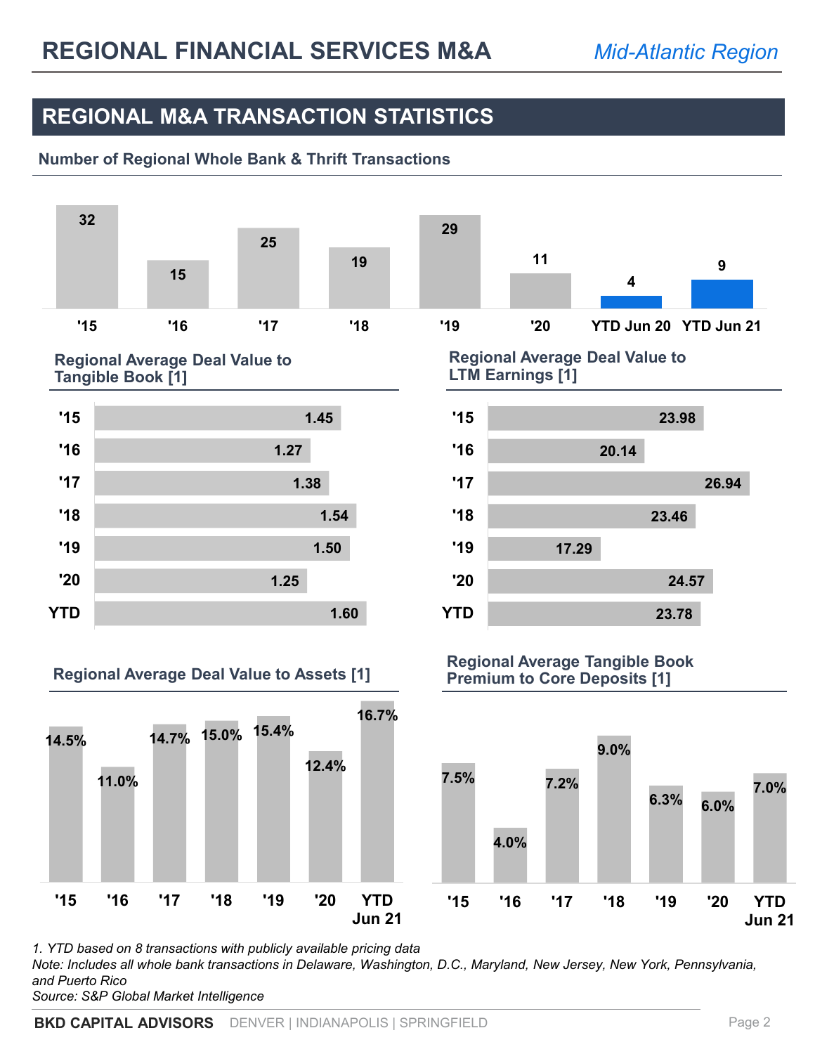# REGIONAL FINANCIAL SERVICES M&A

*Mid-Atlantic Region*

## REGIONAL M&A TRANSACTION STATISTICS

### Number of Regional Whole Bank & Thrift Transactions

| '15 | '16 | '17 | '18 | '19 | '20 | YTD Jun 20 | YTD Jun 21 |
|---|---|---|---|---|---|---|---|
| 32 | 15 | 25 | 19 | 29 | 11 | 4 | 9 |

### Regional Average Deal Value to Tangible Book [1]

| Year | Value |
|---|---|
| '15 | 1.45 |
| '16 | 1.27 |
| '17 | 1.38 |
| '18 | 1.54 |
| '19 | 1.50 |
| '20 | 1.25 |
| YTD | 1.60 |

### Regional Average Deal Value to LTM Earnings [1]

| Year | Value |
|---|---|
| '15 | 23.98 |
| '16 | 20.14 |
| '17 | 26.94 |
| '18 | 23.46 |
| '19 | 17.29 |
| '20 | 24.57 |
| YTD | 23.78 |

### Regional Average Deal Value to Assets [1]

| '15 | '16 | '17 | '18 | '19 | '20 | YTD Jun 21 |
|---|---|---|---|---|---|---|
| 14.5% | 11.0% | 14.7% | 15.0% | 15.4% | 12.4% | 16.7% |

### Regional Average Tangible Book Premium to Core Deposits [1]

| '15 | '16 | '17 | '18 | '19 | '20 | YTD Jun 21 |
|---|---|---|---|---|---|---|
| 7.5% | 4.0% | 7.2% | 9.0% | 6.3% | 6.0% | 7.0% |

*1. YTD based on 8 transactions with publicly available pricing data*
*Note: Includes all whole bank transactions in Delaware, Washington, D.C., Maryland, New Jersey, New York, Pennsylvania, and Puerto Rico*
*Source: S&P Global Market Intelligence*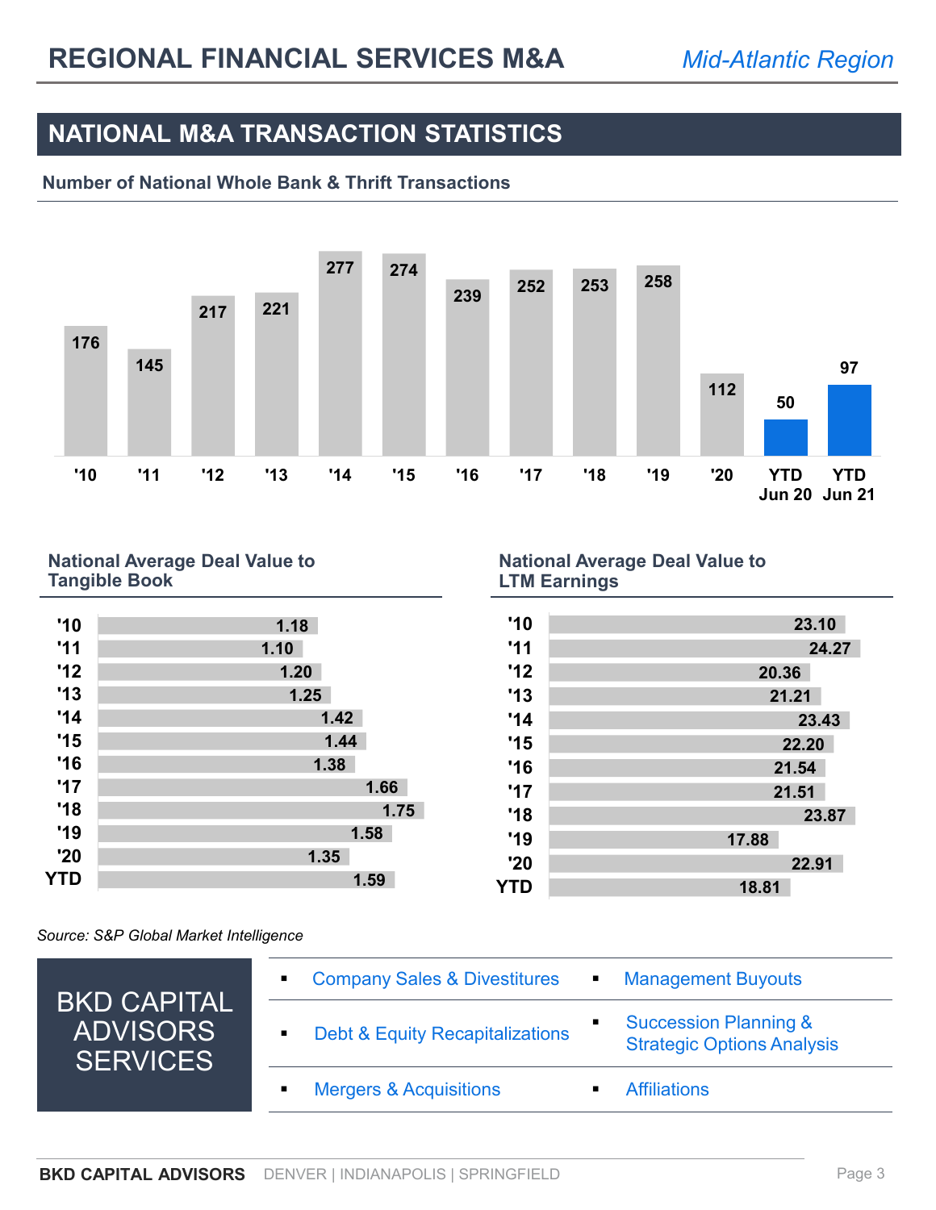# REGIONAL FINANCIAL SERVICES M&A

*Mid-Atlantic Region*

## NATIONAL M&A TRANSACTION STATISTICS

### Number of National Whole Bank & Thrift Transactions

| '10 | '11 | '12 | '13 | '14 | '15 | '16 | '17 | '18 | '19 | '20 | YTD Jun 20 | YTD Jun 21 |
|---|---|---|---|---|---|---|---|---|---|---|---|---|
| 176 | 145 | 217 | 221 | 277 | 274 | 239 | 252 | 253 | 258 | 112 | 50 | 97 |

### National Average Deal Value to Tangible Book

| Year | Value |
|---|---|
| '10 | 1.18 |
| '11 | 1.10 |
| '12 | 1.20 |
| '13 | 1.25 |
| '14 | 1.42 |
| '15 | 1.44 |
| '16 | 1.38 |
| '17 | 1.66 |
| '18 | 1.75 |
| '19 | 1.58 |
| '20 | 1.35 |
| YTD | 1.59 |

### National Average Deal Value to LTM Earnings

| Year | Value |
|---|---|
| '10 | 23.10 |
| '11 | 24.27 |
| '12 | 20.36 |
| '13 | 21.21 |
| '14 | 23.43 |
| '15 | 22.20 |
| '16 | 21.54 |
| '17 | 21.51 |
| '18 | 23.87 |
| '19 | 17.88 |
| '20 | 22.91 |
| YTD | 18.81 |

*Source: S&P Global Market Intelligence*

## BKD CAPITAL ADVISORS SERVICES

- Company Sales & Divestitures
- Management Buyouts
- Debt & Equity Recapitalizations
- Succession Planning & Strategic Options Analysis
- Mergers & Acquisitions
- Affiliations

**BKD CAPITAL ADVISORS** DENVER | INDIANAPOLIS | SPRINGFIELD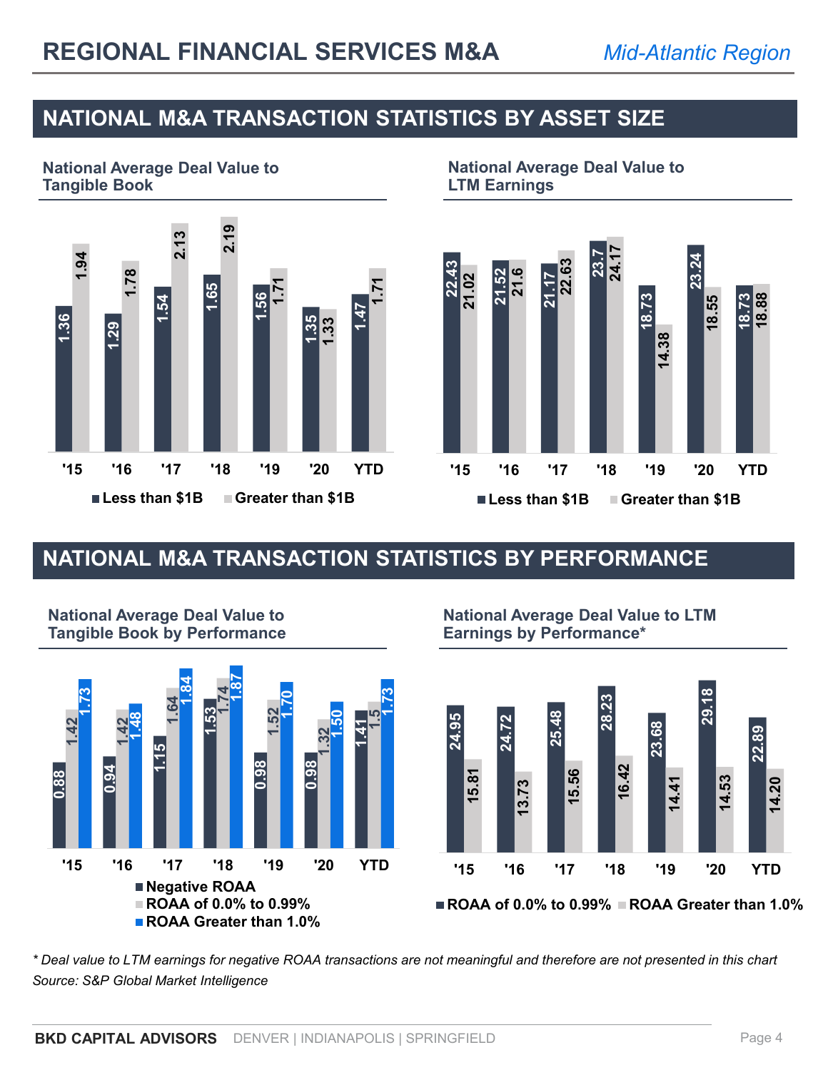# REGIONAL FINANCIAL SERVICES M&A

*Mid-Atlantic Region*

## NATIONAL M&A TRANSACTION STATISTICS BY ASSET SIZE

### National Average Deal Value to Tangible Book

| | '15 | '16 | '17 | '18 | '19 | '20 | YTD |
|---|---|---|---|---|---|---|---|
| Less than $1B | 1.36 | 1.29 | 1.54 | 1.65 | 1.56 | 1.35 | 1.47 |
| Greater than $1B | 1.94 | 1.78 | 2.13 | 2.19 | 1.71 | 1.33 | 1.71 |

### National Average Deal Value to LTM Earnings

| | '15 | '16 | '17 | '18 | '19 | '20 | YTD |
|---|---|---|---|---|---|---|---|
| Less than $1B | 22.43 | 21.52 | 21.17 | 23.7 | 18.73 | 23.24 | 18.73 |
| Greater than $1B | 21.02 | 21.6 | 22.63 | 24.17 | 14.38 | 18.55 | 18.88 |

## NATIONAL M&A TRANSACTION STATISTICS BY PERFORMANCE

### National Average Deal Value to Tangible Book by Performance

| | '15 | '16 | '17 | '18 | '19 | '20 | YTD |
|---|---|---|---|---|---|---|---|
| Negative ROAA | 0.88 | 0.94 | 1.15 | 1.53 | 0.98 | 0.98 | 1.41 |
| ROAA of 0.0% to 0.99% | 1.42 | 1.42 | 1.64 | 1.74 | 1.52 | 1.32 | 1.5 |
| ROAA Greater than 1.0% | 1.73 | 1.48 | 1.84 | 1.87 | 1.70 | 1.50 | 1.73 |

### National Average Deal Value to LTM Earnings by Performance*

| | '15 | '16 | '17 | '18 | '19 | '20 | YTD |
|---|---|---|---|---|---|---|---|
| ROAA of 0.0% to 0.99% | 24.95 | 24.72 | 25.48 | 28.23 | 23.68 | 29.18 | 22.89 |
| ROAA Greater than 1.0% | 15.81 | 13.73 | 15.56 | 16.42 | 14.41 | 14.53 | 14.20 |

*\* Deal value to LTM earnings for negative ROAA transactions are not meaningful and therefore are not presented in this chart*

*Source: S&P Global Market Intelligence*

**BKD CAPITAL ADVISORS** DENVER | INDIANAPOLIS | SPRINGFIELD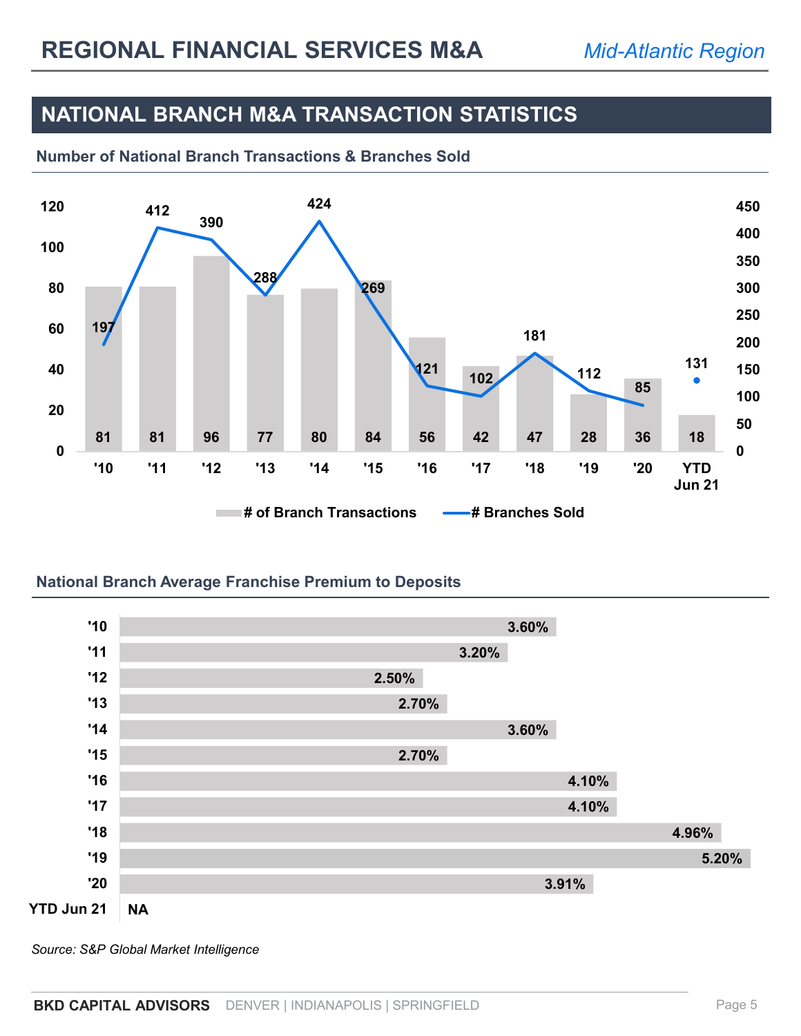## NATIONAL BRANCH M&A TRANSACTION STATISTICS

### Number of National Branch Transactions & Branches Sold

| Year | # of Branch Transactions | # Branches Sold |
|---|---|---|
| '10 | 81 | 197 |
| '11 | 81 | 412 |
| '12 | 96 | 390 |
| '13 | 77 | 288 |
| '14 | 80 | 424 |
| '15 | 84 | 269 |
| '16 | 56 | 121 |
| '17 | 42 | 102 |
| '18 | 47 | 181 |
| '19 | 28 | 112 |
| '20 | 36 | 85 |
| YTD Jun 21 | 18 | 131 |

### National Branch Average Franchise Premium to Deposits

| Year | Premium |
|---|---|
| '10 | 3.60% |
| '11 | 3.20% |
| '12 | 2.50% |
| '13 | 2.70% |
| '14 | 3.60% |
| '15 | 2.70% |
| '16 | 4.10% |
| '17 | 4.10% |
| '18 | 4.96% |
| '19 | 5.20% |
| '20 | 3.91% |
| YTD Jun 21 | NA |

*Source: S&P Global Market Intelligence*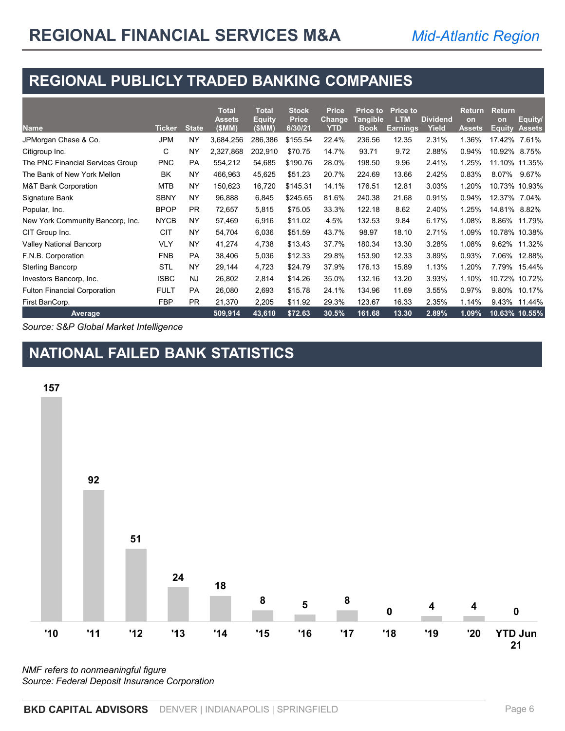# REGIONAL FINANCIAL SERVICES M&A

*Mid-Atlantic Region*

## REGIONAL PUBLICLY TRADED BANKING COMPANIES

| Name | Ticker | State | Total Assets ($MM) | Total Equity ($MM) | Stock Price 6/30/21 | Price Change YTD | Price to Tangible Book | Price to LTM Earnings | Dividend Yield | Return on Assets | Return on Equity | Equity/ Assets |
|---|---|---|---|---|---|---|---|---|---|---|---|---|
| JPMorgan Chase & Co. | JPM | NY | 3,684,256 | 286,386 | $155.54 | 22.4% | 236.56 | 12.35 | 2.31% | 1.36% | 17.42% | 7.61% |
| Citigroup Inc. | C | NY | 2,327,868 | 202,910 | $70.75 | 14.7% | 93.71 | 9.72 | 2.88% | 0.94% | 10.92% | 8.75% |
| The PNC Financial Services Group | PNC | PA | 554,212 | 54,685 | $190.76 | 28.0% | 198.50 | 9.96 | 2.41% | 1.25% | 11.10% | 11.35% |
| The Bank of New York Mellon | BK | NY | 466,963 | 45,625 | $51.23 | 20.7% | 224.69 | 13.66 | 2.42% | 0.83% | 8.07% | 9.67% |
| M&T Bank Corporation | MTB | NY | 150,623 | 16,720 | $145.31 | 14.1% | 176.51 | 12.81 | 3.03% | 1.20% | 10.73% | 10.93% |
| Signature Bank | SBNY | NY | 96,888 | 6,845 | $245.65 | 81.6% | 240.38 | 21.68 | 0.91% | 0.94% | 12.37% | 7.04% |
| Popular, Inc. | BPOP | PR | 72,657 | 5,815 | $75.05 | 33.3% | 122.18 | 8.62 | 2.40% | 1.25% | 14.81% | 8.82% |
| New York Community Bancorp, Inc. | NYCB | NY | 57,469 | 6,916 | $11.02 | 4.5% | 132.53 | 9.84 | 6.17% | 1.08% | 8.86% | 11.79% |
| CIT Group Inc. | CIT | NY | 54,704 | 6,036 | $51.59 | 43.7% | 98.97 | 18.10 | 2.71% | 1.09% | 10.78% | 10.38% |
| Valley National Bancorp | VLY | NY | 41,274 | 4,738 | $13.43 | 37.7% | 180.34 | 13.30 | 3.28% | 1.08% | 9.62% | 11.32% |
| F.N.B. Corporation | FNB | PA | 38,406 | 5,036 | $12.33 | 29.8% | 153.90 | 12.33 | 3.89% | 0.93% | 7.06% | 12.88% |
| Sterling Bancorp | STL | NY | 29,144 | 4,723 | $24.79 | 37.9% | 176.13 | 15.89 | 1.13% | 1.20% | 7.79% | 15.44% |
| Investors Bancorp, Inc. | ISBC | NJ | 26,802 | 2,814 | $14.26 | 35.0% | 132.16 | 13.20 | 3.93% | 1.10% | 10.72% | 10.72% |
| Fulton Financial Corporation | FULT | PA | 26,080 | 2,693 | $15.78 | 24.1% | 134.96 | 11.69 | 3.55% | 0.97% | 9.80% | 10.17% |
| First BanCorp. | FBP | PR | 21,370 | 2,205 | $11.92 | 29.3% | 123.67 | 16.33 | 2.35% | 1.14% | 9.43% | 11.44% |
| **Average** | | | **509,914** | **43,610** | **$72.63** | **30.5%** | **161.68** | **13.30** | **2.89%** | **1.09%** | **10.63%** | **10.55%** |

*Source: S&P Global Market Intelligence*

## NATIONAL FAILED BANK STATISTICS

| Year | '10 | '11 | '12 | '13 | '14 | '15 | '16 | '17 | '18 | '19 | '20 | YTD Jun 21 |
|---|---|---|---|---|---|---|---|---|---|---|---|---|
| Failed Banks | 157 | 92 | 51 | 24 | 18 | 8 | 5 | 8 | 0 | 4 | 4 | 0 |

*NMF refers to nonmeaningful figure*

*Source: Federal Deposit Insurance Corporation*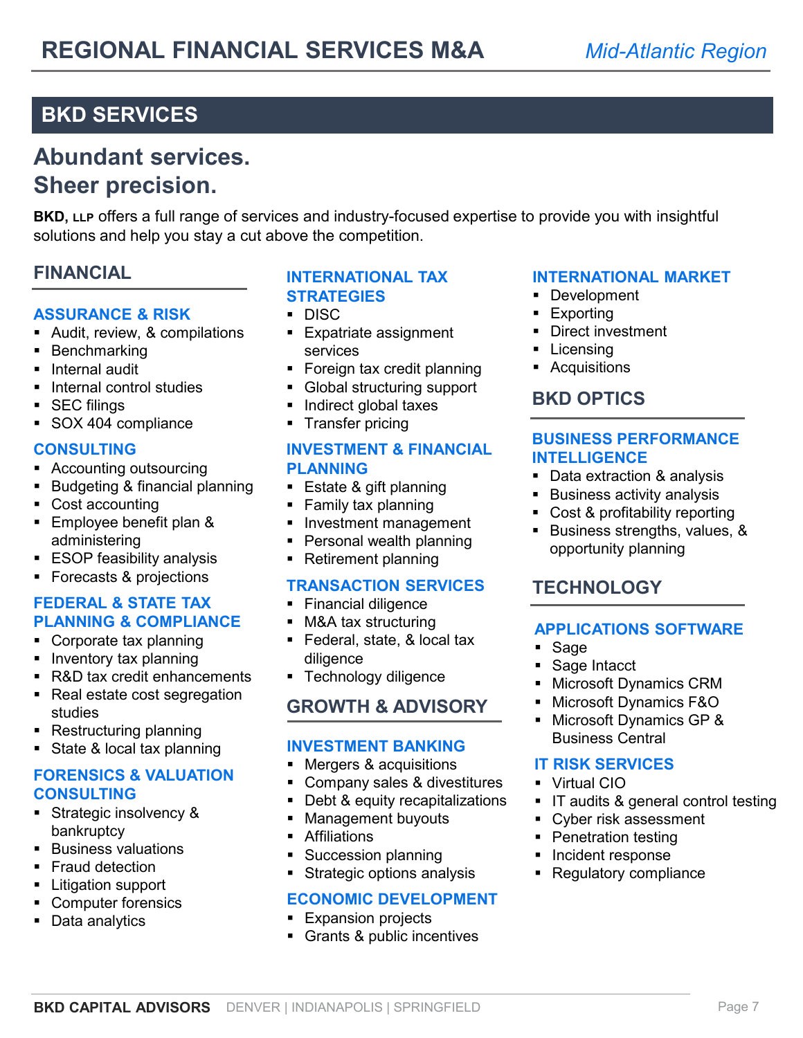## BKD SERVICES

# Abundant services.
# Sheer precision.

**BKD,** LLP offers a full range of services and industry-focused expertise to provide you with insightful solutions and help you stay a cut above the competition.

## FINANCIAL

### ASSURANCE & RISK

- Audit, review, & compilations
- Benchmarking
- Internal audit
- Internal control studies
- SEC filings
- SOX 404 compliance

### CONSULTING

- Accounting outsourcing
- Budgeting & financial planning
- Cost accounting
- Employee benefit plan & administering
- ESOP feasibility analysis
- Forecasts & projections

### FEDERAL & STATE TAX PLANNING & COMPLIANCE

- Corporate tax planning
- Inventory tax planning
- R&D tax credit enhancements
- Real estate cost segregation studies
- Restructuring planning
- State & local tax planning

### FORENSICS & VALUATION CONSULTING

- Strategic insolvency & bankruptcy
- Business valuations
- Fraud detection
- Litigation support
- Computer forensics
- Data analytics

### INTERNATIONAL TAX STRATEGIES

- DISC
- Expatriate assignment services
- Foreign tax credit planning
- Global structuring support
- Indirect global taxes
- Transfer pricing

### INVESTMENT & FINANCIAL PLANNING

- Estate & gift planning
- Family tax planning
- Investment management
- Personal wealth planning
- Retirement planning

### TRANSACTION SERVICES

- Financial diligence
- M&A tax structuring
- Federal, state, & local tax diligence
- Technology diligence

## GROWTH & ADVISORY

### INVESTMENT BANKING

- Mergers & acquisitions
- Company sales & divestitures
- Debt & equity recapitalizations
- Management buyouts
- Affiliations
- Succession planning
- Strategic options analysis

### ECONOMIC DEVELOPMENT

- Expansion projects
- Grants & public incentives

### INTERNATIONAL MARKET

- Development
- Exporting
- Direct investment
- Licensing
- Acquisitions

## BKD OPTICS

### BUSINESS PERFORMANCE INTELLIGENCE

- Data extraction & analysis
- Business activity analysis
- Cost & profitability reporting
- Business strengths, values, & opportunity planning

## TECHNOLOGY

### APPLICATIONS SOFTWARE

- Sage
- Sage Intacct
- Microsoft Dynamics CRM
- Microsoft Dynamics F&O
- Microsoft Dynamics GP & Business Central

### IT RISK SERVICES

- Virtual CIO
- IT audits & general control testing
- Cyber risk assessment
- Penetration testing
- Incident response
- Regulatory compliance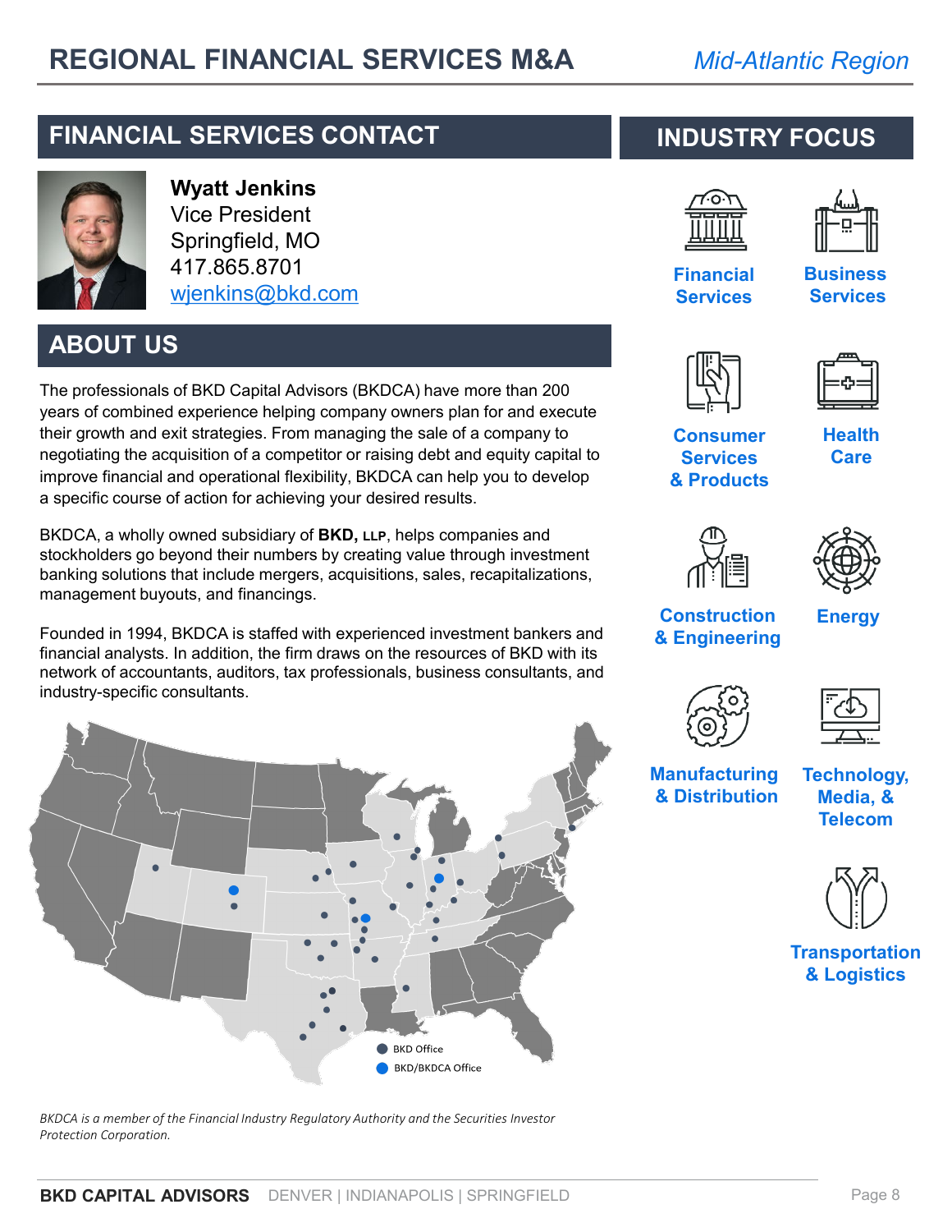# REGIONAL FINANCIAL SERVICES M&A

*Mid-Atlantic Region*

## FINANCIAL SERVICES CONTACT

**Wyatt Jenkins**
Vice President
Springfield, MO
417.865.8701
wjenkins@bkd.com

## ABOUT US

The professionals of BKD Capital Advisors (BKDCA) have more than 200 years of combined experience helping company owners plan for and execute their growth and exit strategies. From managing the sale of a company to negotiating the acquisition of a competitor or raising debt and equity capital to improve financial and operational flexibility, BKDCA can help you to develop a specific course of action for achieving your desired results.

BKDCA, a wholly owned subsidiary of **BKD, LLP**, helps companies and stockholders go beyond their numbers by creating value through investment banking solutions that include mergers, acquisitions, sales, recapitalizations, management buyouts, and financings.

Founded in 1994, BKDCA is staffed with experienced investment bankers and financial analysts. In addition, the firm draws on the resources of BKD with its network of accountants, auditors, tax professionals, business consultants, and industry-specific consultants.

BKD Office
BKD/BKDCA Office

*BKDCA is a member of the Financial Industry Regulatory Authority and the Securities Investor Protection Corporation.*

## INDUSTRY FOCUS

- Financial Services
- Business Services
- Consumer Services & Products
- Health Care
- Construction & Engineering
- Energy
- Manufacturing & Distribution
- Technology, Media, & Telecom
- Transportation & Logistics

**BKD CAPITAL ADVISORS** DENVER | INDIANAPOLIS | SPRINGFIELD